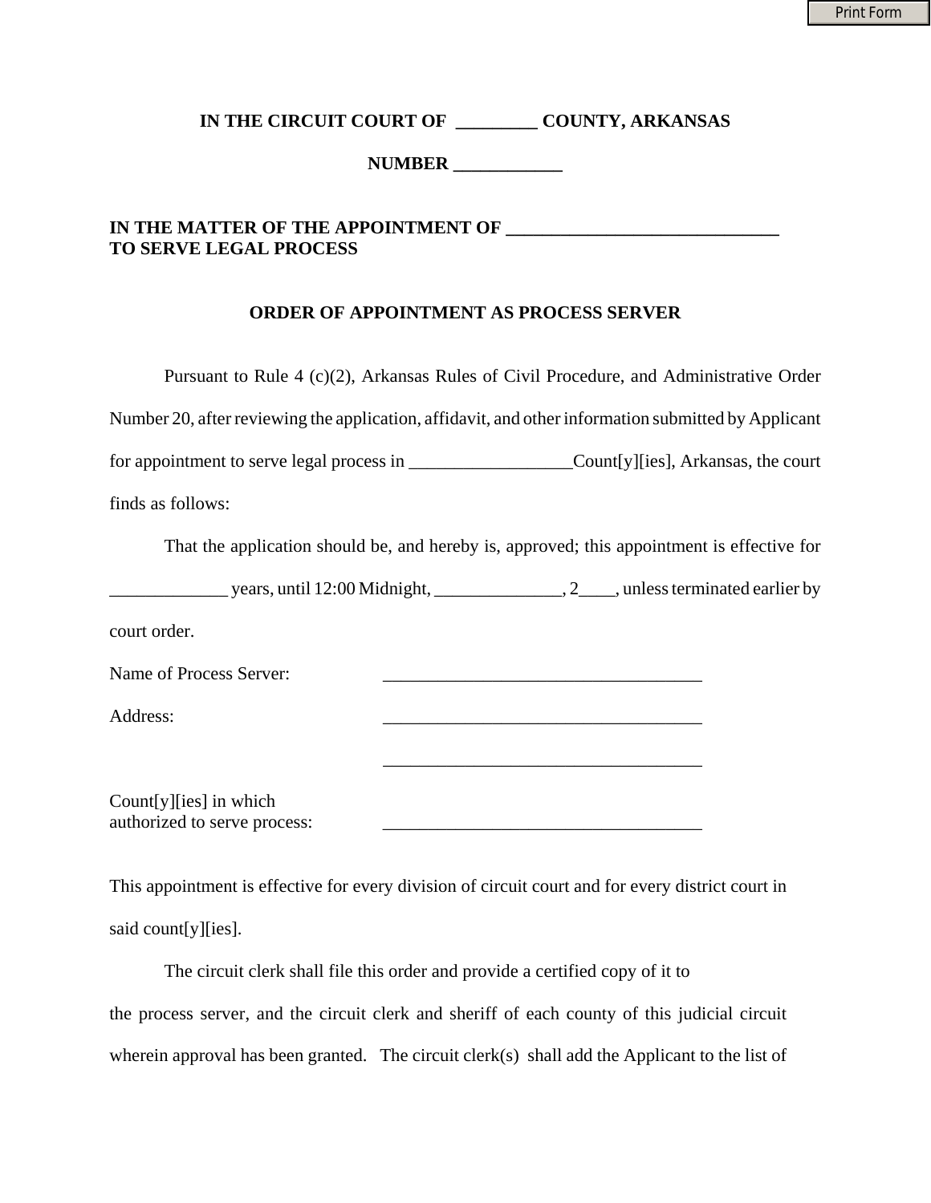**IN THE CIRCUIT COURT OF _________ COUNTY, ARKANSAS**

**NUMBER ____________**

**IN THE MATTER OF THE APPOINTMENT OF ______________________________**
**TO SERVE LEGAL PROCESS**

## ORDER OF APPOINTMENT AS PROCESS SERVER

Pursuant to Rule 4 (c)(2), Arkansas Rules of Civil Procedure, and Administrative Order Number 20, after reviewing the application, affidavit, and other information submitted by Applicant for appointment to serve legal process in __________________Count[y][ies], Arkansas, the court finds as follows:

That the application should be, and hereby is, approved; this appointment is effective for _____________ years, until 12:00 Midnight, ______________, 2____, unless terminated earlier by court order.

Name of Process Server: ___________________________________

Address: ___________________________________

___________________________________

Count[y][ies] in which authorized to serve process: ___________________________________

This appointment is effective for every division of circuit court and for every district court in said count[y][ies].

The circuit clerk shall file this order and provide a certified copy of it to the process server, and the circuit clerk and sheriff of each county of this judicial circuit wherein approval has been granted. The circuit clerk(s) shall add the Applicant to the list of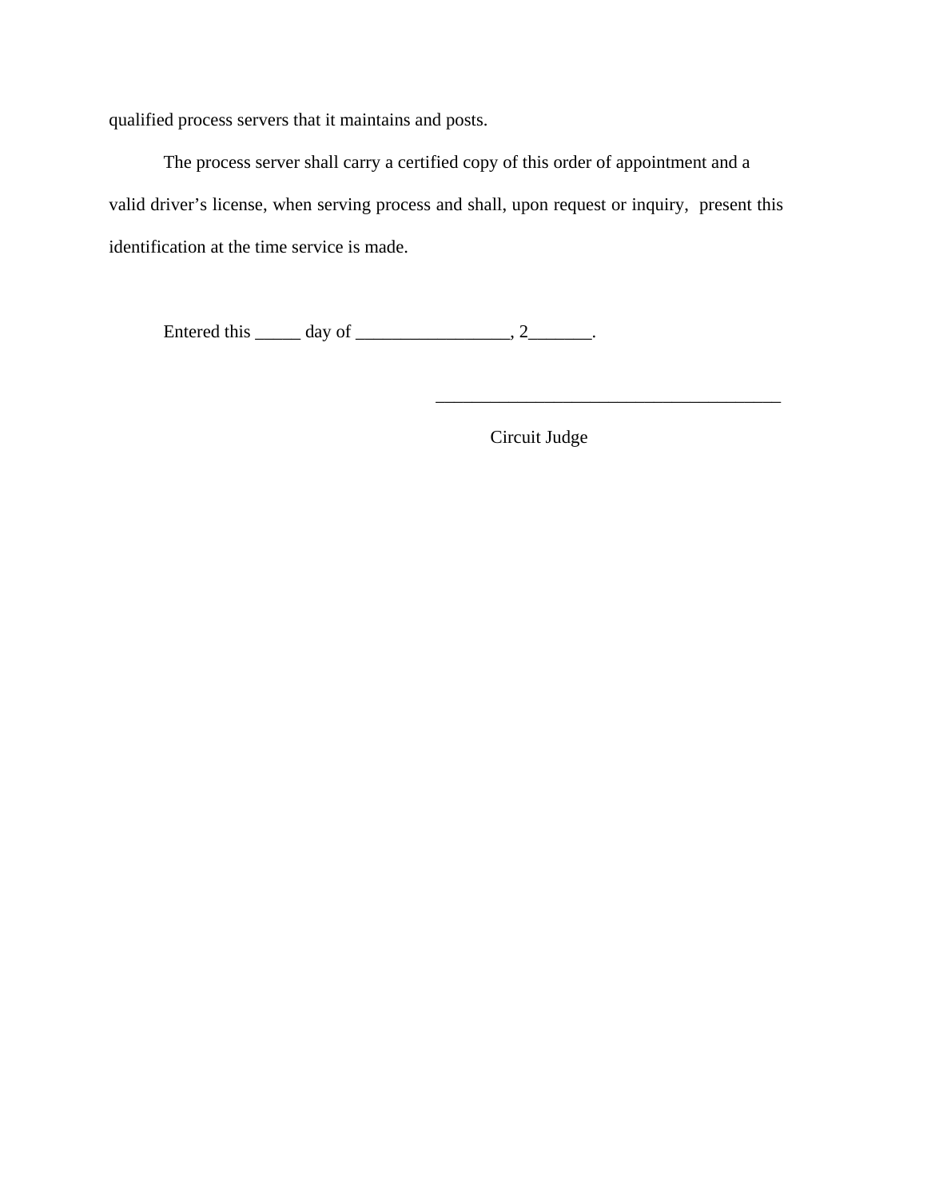qualified process servers that it maintains and posts.

The process server shall carry a certified copy of this order of appointment and a valid driver's license, when serving process and shall, upon request or inquiry, present this identification at the time service is made.

Entered this _____ day of _________________, 2_______.

_______________________________________

Circuit Judge